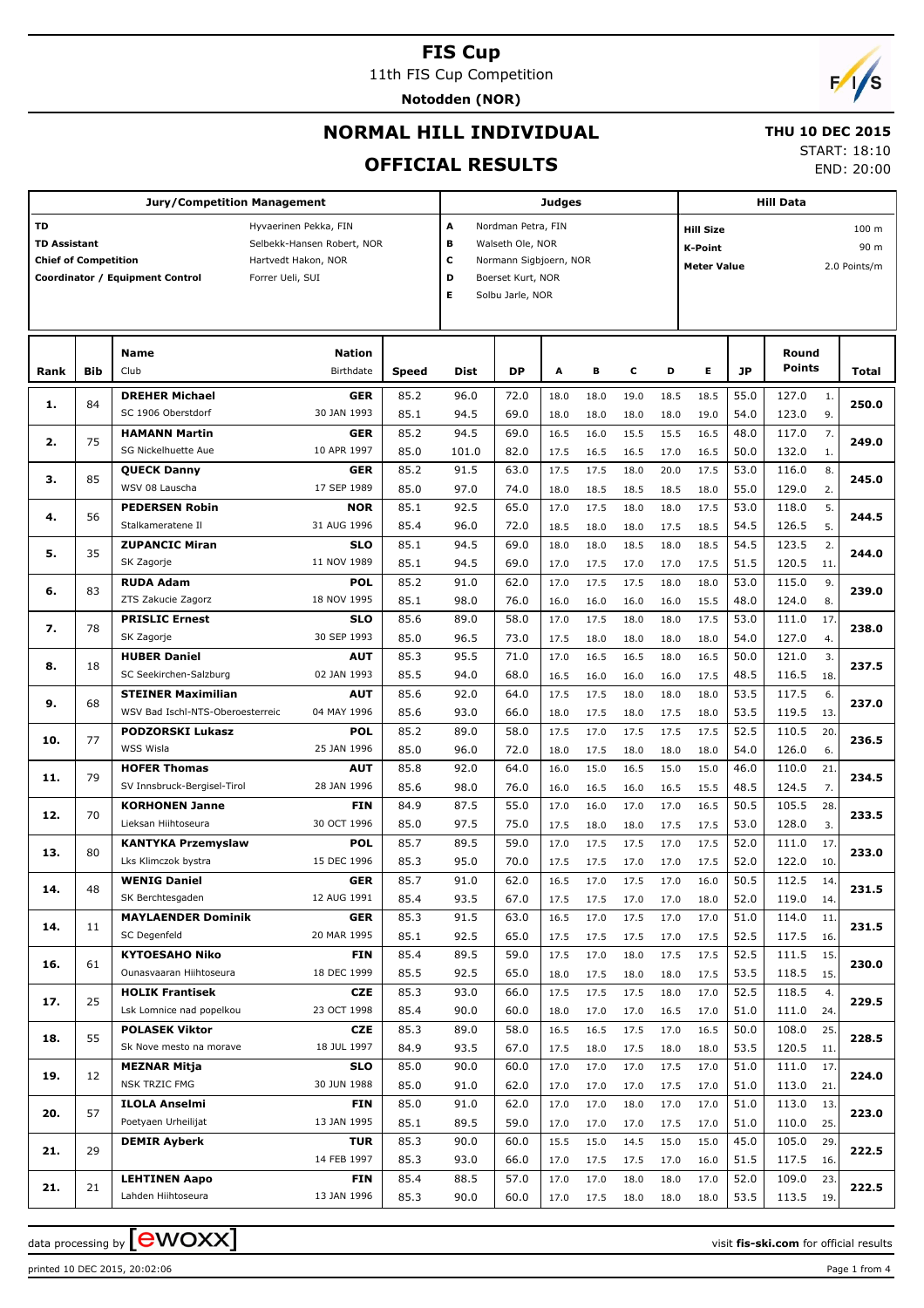# FIS Cup

11th FIS Cup Competition

**Notodden (NOR)**

## NORMAL HILL INDIVIDUAL

## OFFICIAL RESULTS

**THU 10 DEC 2015**

START: 18:10

END: 20:00

| Jury/Competition Management | | Judges | | Hill Data | |
|---|---|---|---|---|---|
| TD | Hyvaerinen Pekka, FIN | A | Nordman Petra, FIN | Hill Size | 100 m |
| TD Assistant | Selbekk-Hansen Robert, NOR | B | Walseth Ole, NOR | K-Point | 90 m |
| Chief of Competition | Hartvedt Hakon, NOR | C | Normann Sigbjoern, NOR | Meter Value | 2.0 Points/m |
| Coordinator / Equipment Control | Forrer Ueli, SUI | D | Boerset Kurt, NOR | | |
| | | E | Solbu Jarle, NOR | | |

| Rank | Bib | Name / Club | Nation / Birthdate | Speed | Dist | DP | A | B | C | D | E | JP | Round Points | | Total |
|---|---|---|---|---|---|---|---|---|---|---|---|---|---|---|---|
| 1. | 84 | **DREHER Michael** | **GER** | 85.2 | 96.0 | 72.0 | 18.0 | 18.0 | 19.0 | 18.5 | 18.5 | 55.0 | 127.0 | 1. | **250.0** |
| | | SC 1906 Oberstdorf | 30 JAN 1993 | 85.1 | 94.5 | 69.0 | 18.0 | 18.0 | 18.0 | 18.0 | 19.0 | 54.0 | 123.0 | 9. | |
| 2. | 75 | **HAMANN Martin** | **GER** | 85.2 | 94.5 | 69.0 | 16.5 | 16.0 | 15.5 | 15.5 | 16.5 | 48.0 | 117.0 | 7. | **249.0** |
| | | SG Nickelhuette Aue | 10 APR 1997 | 85.0 | 101.0 | 82.0 | 17.5 | 16.5 | 16.5 | 17.0 | 16.5 | 50.0 | 132.0 | 1. | |
| 3. | 85 | **QUECK Danny** | **GER** | 85.2 | 91.5 | 63.0 | 17.5 | 17.5 | 18.0 | 20.0 | 17.5 | 53.0 | 116.0 | 8. | **245.0** |
| | | WSV 08 Lauscha | 17 SEP 1989 | 85.0 | 97.0 | 74.0 | 18.0 | 18.5 | 18.5 | 18.5 | 18.0 | 55.0 | 129.0 | 2. | |
| 4. | 56 | **PEDERSEN Robin** | **NOR** | 85.1 | 92.5 | 65.0 | 17.0 | 17.5 | 18.0 | 18.0 | 17.5 | 53.0 | 118.0 | 5. | **244.5** |
| | | Stalkameratene Il | 31 AUG 1996 | 85.4 | 96.0 | 72.0 | 18.5 | 18.0 | 18.0 | 17.5 | 18.5 | 54.5 | 126.5 | 5. | |
| 5. | 35 | **ZUPANCIC Miran** | **SLO** | 85.1 | 94.5 | 69.0 | 18.0 | 18.0 | 18.5 | 18.0 | 18.5 | 54.5 | 123.5 | 2. | **244.0** |
| | | SK Zagorje | 11 NOV 1989 | 85.1 | 94.5 | 69.0 | 17.0 | 17.5 | 17.0 | 17.0 | 17.5 | 51.5 | 120.5 | 11. | |
| 6. | 83 | **RUDA Adam** | **POL** | 85.2 | 91.0 | 62.0 | 17.0 | 17.5 | 17.5 | 18.0 | 18.0 | 53.0 | 115.0 | 9. | **239.0** |
| | | ZTS Zakucie Zagorz | 18 NOV 1995 | 85.1 | 98.0 | 76.0 | 16.0 | 16.0 | 16.0 | 16.0 | 15.5 | 48.0 | 124.0 | 8. | |
| 7. | 78 | **PRISLIC Ernest** | **SLO** | 85.6 | 89.0 | 58.0 | 17.0 | 17.5 | 18.0 | 18.0 | 17.5 | 53.0 | 111.0 | 17. | **238.0** |
| | | SK Zagorje | 30 SEP 1993 | 85.0 | 96.5 | 73.0 | 17.5 | 18.0 | 18.0 | 18.0 | 18.0 | 54.0 | 127.0 | 4. | |
| 8. | 18 | **HUBER Daniel** | **AUT** | 85.3 | 95.5 | 71.0 | 17.0 | 16.5 | 16.5 | 18.0 | 16.5 | 50.0 | 121.0 | 3. | **237.5** |
| | | SC Seekirchen-Salzburg | 02 JAN 1993 | 85.5 | 94.0 | 68.0 | 16.5 | 16.0 | 16.0 | 16.0 | 17.5 | 48.5 | 116.5 | 18. | |
| 9. | 68 | **STEINER Maximilian** | **AUT** | 85.6 | 92.0 | 64.0 | 17.5 | 17.5 | 18.0 | 18.0 | 18.0 | 53.5 | 117.5 | 6. | **237.0** |
| | | WSV Bad Ischl-NTS-Oberoesterreic | 04 MAY 1996 | 85.6 | 93.0 | 66.0 | 18.0 | 17.5 | 18.0 | 17.5 | 18.0 | 53.5 | 119.5 | 13. | |
| 10. | 77 | **PODZORSKI Lukasz** | **POL** | 85.2 | 89.0 | 58.0 | 17.5 | 17.0 | 17.5 | 17.5 | 17.5 | 52.5 | 110.5 | 20. | **236.5** |
| | | WSS Wisla | 25 JAN 1996 | 85.0 | 96.0 | 72.0 | 18.0 | 17.5 | 18.0 | 18.0 | 18.0 | 54.0 | 126.0 | 6. | |
| 11. | 79 | **HOFER Thomas** | **AUT** | 85.8 | 92.0 | 64.0 | 16.0 | 15.0 | 16.5 | 15.0 | 15.0 | 46.0 | 110.0 | 21. | **234.5** |
| | | SV Innsbruck-Bergisel-Tirol | 28 JAN 1996 | 85.6 | 98.0 | 76.0 | 16.0 | 16.5 | 16.0 | 16.5 | 15.5 | 48.5 | 124.5 | 7. | |
| 12. | 70 | **KORHONEN Janne** | **FIN** | 84.9 | 87.5 | 55.0 | 17.0 | 16.0 | 17.0 | 17.0 | 16.5 | 50.5 | 105.5 | 28. | **233.5** |
| | | Lieksan Hiihtoseura | 30 OCT 1996 | 85.0 | 97.5 | 75.0 | 17.5 | 18.0 | 18.0 | 17.5 | 17.5 | 53.0 | 128.0 | 3. | |
| 13. | 80 | **KANTYKA Przemyslaw** | **POL** | 85.7 | 89.5 | 59.0 | 17.0 | 17.5 | 17.5 | 17.0 | 17.5 | 52.0 | 111.0 | 17. | **233.0** |
| | | Lks Klimczok bystra | 15 DEC 1996 | 85.3 | 95.0 | 70.0 | 17.5 | 17.5 | 17.0 | 17.0 | 17.5 | 52.0 | 122.0 | 10. | |
| 14. | 48 | **WENIG Daniel** | **GER** | 85.7 | 91.0 | 62.0 | 16.5 | 17.0 | 17.5 | 17.0 | 16.0 | 50.5 | 112.5 | 14. | **231.5** |
| | | SK Berchtesgaden | 12 AUG 1991 | 85.4 | 93.5 | 67.0 | 17.5 | 17.5 | 17.0 | 17.0 | 18.0 | 52.0 | 119.0 | 14. | |
| 14. | 11 | **MAYLAENDER Dominik** | **GER** | 85.3 | 91.5 | 63.0 | 16.5 | 17.0 | 17.5 | 17.0 | 17.0 | 51.0 | 114.0 | 11. | **231.5** |
| | | SC Degenfeld | 20 MAR 1995 | 85.1 | 92.5 | 65.0 | 17.5 | 17.5 | 17.5 | 17.0 | 17.5 | 52.5 | 117.5 | 16. | |
| 16. | 61 | **KYTOESAHO Niko** | **FIN** | 85.4 | 89.5 | 59.0 | 17.5 | 17.0 | 18.0 | 17.5 | 17.5 | 52.5 | 111.5 | 15. | **230.0** |
| | | Ounasvaaran Hiihtoseura | 18 DEC 1999 | 85.5 | 92.5 | 65.0 | 18.0 | 17.5 | 18.0 | 18.0 | 17.5 | 53.5 | 118.5 | 15. | |
| 17. | 25 | **HOLIK Frantisek** | **CZE** | 85.3 | 93.0 | 66.0 | 17.5 | 17.5 | 17.5 | 18.0 | 17.0 | 52.5 | 118.5 | 4. | **229.5** |
| | | Lsk Lomnice nad popelkou | 23 OCT 1998 | 85.4 | 90.0 | 60.0 | 18.0 | 17.0 | 17.0 | 16.5 | 17.0 | 51.0 | 111.0 | 24. | |
| 18. | 55 | **POLASEK Viktor** | **CZE** | 85.3 | 89.0 | 58.0 | 16.5 | 16.5 | 17.5 | 17.0 | 16.5 | 50.0 | 108.0 | 25. | **228.5** |
| | | Sk Nove mesto na morave | 18 JUL 1997 | 84.9 | 93.5 | 67.0 | 17.5 | 18.0 | 17.5 | 18.0 | 18.0 | 53.5 | 120.5 | 11. | |
| 19. | 12 | **MEZNAR Mitja** | **SLO** | 85.0 | 90.0 | 60.0 | 17.0 | 17.0 | 17.0 | 17.5 | 17.0 | 51.0 | 111.0 | 17. | **224.0** |
| | | NSK TRZIC FMG | 30 JUN 1988 | 85.0 | 91.0 | 62.0 | 17.0 | 17.0 | 17.0 | 17.5 | 17.0 | 51.0 | 113.0 | 21. | |
| 20. | 57 | **ILOLA Anselmi** | **FIN** | 85.0 | 91.0 | 62.0 | 17.0 | 17.0 | 18.0 | 17.0 | 17.0 | 51.0 | 113.0 | 13. | **223.0** |
| | | Poetyaen Urheilijat | 13 JAN 1995 | 85.1 | 89.5 | 59.0 | 17.0 | 17.0 | 17.0 | 17.5 | 17.0 | 51.0 | 110.0 | 25. | |
| 21. | 29 | **DEMIR Ayberk** | **TUR** | 85.3 | 90.0 | 60.0 | 15.5 | 15.0 | 14.5 | 15.0 | 15.0 | 45.0 | 105.0 | 29. | **222.5** |
| | | | 14 FEB 1997 | 85.3 | 93.0 | 66.0 | 17.0 | 17.5 | 17.5 | 17.0 | 16.0 | 51.5 | 117.5 | 16. | |
| 21. | 21 | **LEHTINEN Aapo** | **FIN** | 85.4 | 88.5 | 57.0 | 17.0 | 17.0 | 18.0 | 18.0 | 17.0 | 52.0 | 109.0 | 23. | **222.5** |
| | | Lahden Hiihtoseura | 13 JAN 1996 | 85.3 | 90.0 | 60.0 | 17.0 | 17.5 | 18.0 | 18.0 | 18.0 | 53.5 | 113.5 | 19. | |

data processing by ewoxx — visit fis-ski.com for official results

printed 10 DEC 2015, 20:02:06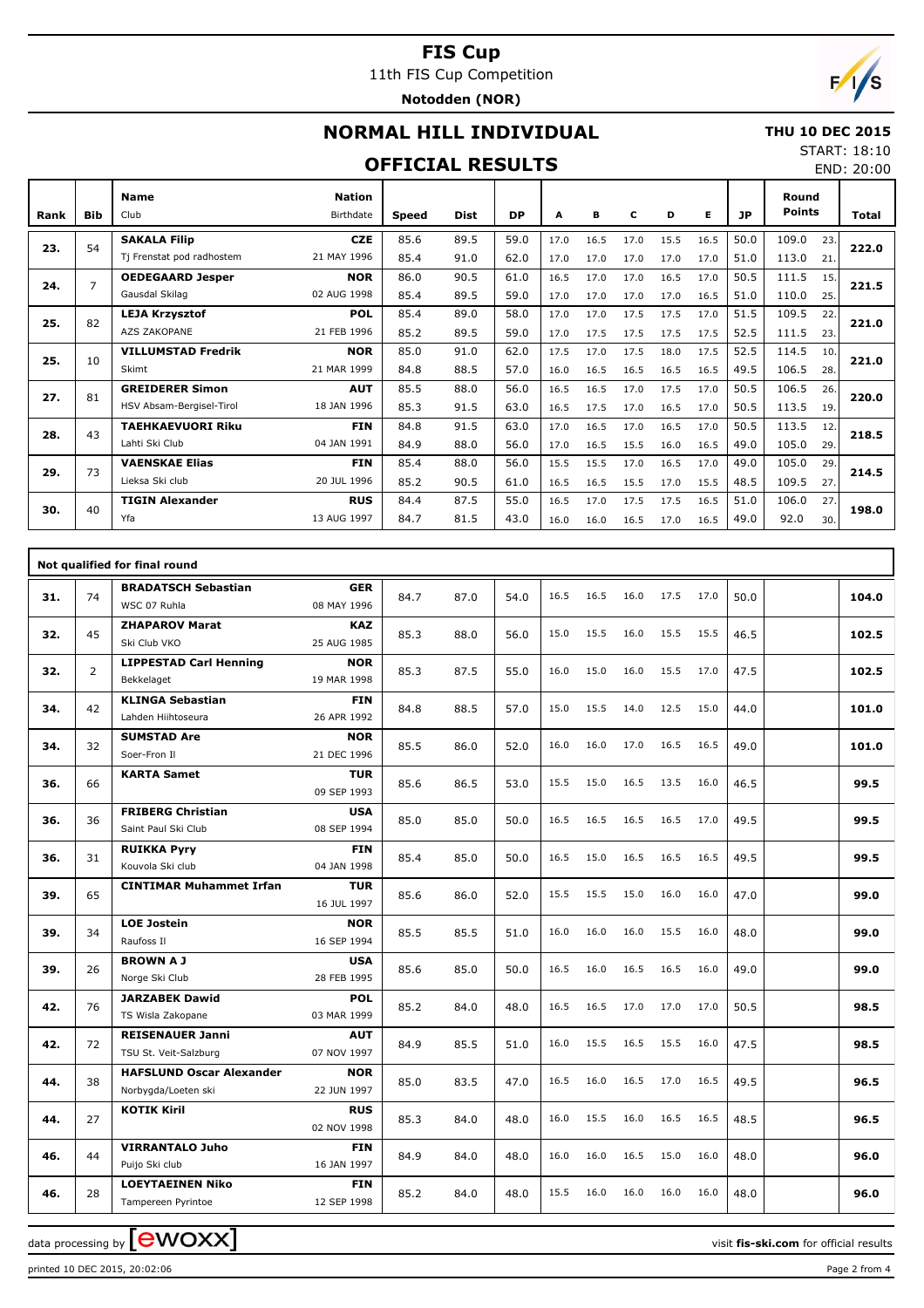# FIS Cup

11th FIS Cup Competition

**Notodden (NOR)**

## NORMAL HILL INDIVIDUAL

**THU 10 DEC 2015**

START: 18:10

END: 20:00

## OFFICIAL RESULTS

| Rank | Bib | Name / Club | Nation / Birthdate | Speed | Dist | DP | A | B | C | D | E | JP | Round Points | | Total |
|---|---|---|---|---|---|---|---|---|---|---|---|---|---|---|---|
| 23. | 54 | **SAKALA Filip** | **CZE** | 85.6 | 89.5 | 59.0 | 17.0 | 16.5 | 17.0 | 15.5 | 16.5 | 50.0 | 109.0 | 23. | **222.0** |
| | | Tj Frenstat pod radhostem | 21 MAY 1996 | 85.4 | 91.0 | 62.0 | 17.0 | 17.0 | 17.0 | 17.0 | 17.0 | 51.0 | 113.0 | 21. | |
| 24. | 7 | **OEDEGAARD Jesper** | **NOR** | 86.0 | 90.5 | 61.0 | 16.5 | 17.0 | 17.0 | 16.5 | 17.0 | 50.5 | 111.5 | 15. | **221.5** |
| | | Gausdal Skilag | 02 AUG 1998 | 85.4 | 89.5 | 59.0 | 17.0 | 17.0 | 17.0 | 17.0 | 16.5 | 51.0 | 110.0 | 25. | |
| 25. | 82 | **LEJA Krzysztof** | **POL** | 85.4 | 89.0 | 58.0 | 17.0 | 17.0 | 17.5 | 17.5 | 17.0 | 51.5 | 109.5 | 22. | **221.0** |
| | | AZS ZAKOPANE | 21 FEB 1996 | 85.2 | 89.5 | 59.0 | 17.0 | 17.5 | 17.5 | 17.5 | 17.5 | 52.5 | 111.5 | 23. | |
| 25. | 10 | **VILLUMSTAD Fredrik** | **NOR** | 85.0 | 91.0 | 62.0 | 17.5 | 17.0 | 17.5 | 18.0 | 17.5 | 52.5 | 114.5 | 10. | **221.0** |
| | | Skimt | 21 MAR 1999 | 84.8 | 88.5 | 57.0 | 16.0 | 16.5 | 16.5 | 16.5 | 16.5 | 49.5 | 106.5 | 28. | |
| 27. | 81 | **GREIDERER Simon** | **AUT** | 85.5 | 88.0 | 56.0 | 16.5 | 16.5 | 17.0 | 17.5 | 17.0 | 50.5 | 106.5 | 26. | **220.0** |
| | | HSV Absam-Bergisel-Tirol | 18 JAN 1996 | 85.3 | 91.5 | 63.0 | 16.5 | 17.5 | 17.0 | 16.5 | 17.0 | 50.5 | 113.5 | 19. | |
| 28. | 43 | **TAEHKAEVUORI Riku** | **FIN** | 84.8 | 91.5 | 63.0 | 17.0 | 16.5 | 17.0 | 16.5 | 17.0 | 50.5 | 113.5 | 12. | **218.5** |
| | | Lahti Ski Club | 04 JAN 1991 | 84.9 | 88.0 | 56.0 | 17.0 | 16.5 | 15.5 | 16.0 | 16.5 | 49.0 | 105.0 | 29. | |
| 29. | 73 | **VAENSKAE Elias** | **FIN** | 85.4 | 88.0 | 56.0 | 15.5 | 15.5 | 17.0 | 16.5 | 17.0 | 49.0 | 105.0 | 29. | **214.5** |
| | | Lieksa Ski club | 20 JUL 1996 | 85.2 | 90.5 | 61.0 | 16.5 | 16.5 | 15.5 | 17.0 | 15.5 | 48.5 | 109.5 | 27. | |
| 30. | 40 | **TIGIN Alexander** | **RUS** | 84.4 | 87.5 | 55.0 | 16.5 | 17.0 | 17.5 | 17.5 | 16.5 | 51.0 | 106.0 | 27. | **198.0** |
| | | Yfa | 13 AUG 1997 | 84.7 | 81.5 | 43.0 | 16.0 | 16.0 | 16.5 | 17.0 | 16.5 | 49.0 | 92.0 | 30. | |

### Not qualified for final round

| Rank | Bib | Name / Club | Nation / Birthdate | Speed | Dist | DP | A | B | C | D | E | JP | Round Points | Total |
|---|---|---|---|---|---|---|---|---|---|---|---|---|---|---|
| 31. | 74 | **BRADATSCH Sebastian** / WSC 07 Ruhla | **GER** / 08 MAY 1996 | 84.7 | 87.0 | 54.0 | 16.5 | 16.5 | 16.0 | 17.5 | 17.0 | 50.0 | | **104.0** |
| 32. | 45 | **ZHAPAROV Marat** / Ski Club VKO | **KAZ** / 25 AUG 1985 | 85.3 | 88.0 | 56.0 | 15.0 | 15.5 | 16.0 | 15.5 | 15.5 | 46.5 | | **102.5** |
| 32. | 2 | **LIPPESTAD Carl Henning** / Bekkelaget | **NOR** / 19 MAR 1998 | 85.3 | 87.5 | 55.0 | 16.0 | 15.0 | 16.0 | 15.5 | 17.0 | 47.5 | | **102.5** |
| 34. | 42 | **KLINGA Sebastian** / Lahden Hiihtoseura | **FIN** / 26 APR 1992 | 84.8 | 88.5 | 57.0 | 15.0 | 15.5 | 14.0 | 12.5 | 15.0 | 44.0 | | **101.0** |
| 34. | 32 | **SUMSTAD Are** / Soer-Fron Il | **NOR** / 21 DEC 1996 | 85.5 | 86.0 | 52.0 | 16.0 | 16.0 | 17.0 | 16.5 | 16.5 | 49.0 | | **101.0** |
| 36. | 66 | **KARTA Samet** | **TUR** / 09 SEP 1993 | 85.6 | 86.5 | 53.0 | 15.5 | 15.0 | 16.5 | 13.5 | 16.0 | 46.5 | | **99.5** |
| 36. | 36 | **FRIBERG Christian** / Saint Paul Ski Club | **USA** / 08 SEP 1994 | 85.0 | 85.0 | 50.0 | 16.5 | 16.5 | 16.5 | 16.5 | 17.0 | 49.5 | | **99.5** |
| 36. | 31 | **RUIKKA Pyry** / Kouvola Ski club | **FIN** / 04 JAN 1998 | 85.4 | 85.0 | 50.0 | 16.5 | 15.0 | 16.5 | 16.5 | 16.5 | 49.5 | | **99.5** |
| 39. | 65 | **CINTIMAR Muhammet Irfan** | **TUR** / 16 JUL 1997 | 85.6 | 86.0 | 52.0 | 15.5 | 15.5 | 15.0 | 16.0 | 16.0 | 47.0 | | **99.0** |
| 39. | 34 | **LOE Jostein** / Raufoss Il | **NOR** / 16 SEP 1994 | 85.5 | 85.5 | 51.0 | 16.0 | 16.0 | 16.0 | 15.5 | 16.0 | 48.0 | | **99.0** |
| 39. | 26 | **BROWN A J** / Norge Ski Club | **USA** / 28 FEB 1995 | 85.6 | 85.0 | 50.0 | 16.5 | 16.0 | 16.5 | 16.5 | 16.0 | 49.0 | | **99.0** |
| 42. | 76 | **JARZABEK Dawid** / TS Wisla Zakopane | **POL** / 03 MAR 1999 | 85.2 | 84.0 | 48.0 | 16.5 | 16.5 | 17.0 | 17.0 | 17.0 | 50.5 | | **98.5** |
| 42. | 72 | **REISENAUER Janni** / TSU St. Veit-Salzburg | **AUT** / 07 NOV 1997 | 84.9 | 85.5 | 51.0 | 16.0 | 15.5 | 16.5 | 15.5 | 16.0 | 47.5 | | **98.5** |
| 44. | 38 | **HAFSLUND Oscar Alexander** / Norbygda/Loeten ski | **NOR** / 22 JUN 1997 | 85.0 | 83.5 | 47.0 | 16.5 | 16.0 | 16.5 | 17.0 | 16.5 | 49.5 | | **96.5** |
| 44. | 27 | **KOTIK Kiril** | **RUS** / 02 NOV 1998 | 85.3 | 84.0 | 48.0 | 16.0 | 15.5 | 16.0 | 16.5 | 16.5 | 48.5 | | **96.5** |
| 46. | 44 | **VIRRANTALO Juho** / Puijo Ski club | **FIN** / 16 JAN 1997 | 84.9 | 84.0 | 48.0 | 16.0 | 16.0 | 16.5 | 15.0 | 16.0 | 48.0 | | **96.0** |
| 46. | 28 | **LOEYTAEINEN Niko** / Tampereen Pyrintoe | **FIN** / 12 SEP 1998 | 85.2 | 84.0 | 48.0 | 15.5 | 16.0 | 16.0 | 16.0 | 16.0 | 48.0 | | **96.0** |

data processing by EWOXX — visit **fis-ski.com** for official results

printed 10 DEC 2015, 20:02:06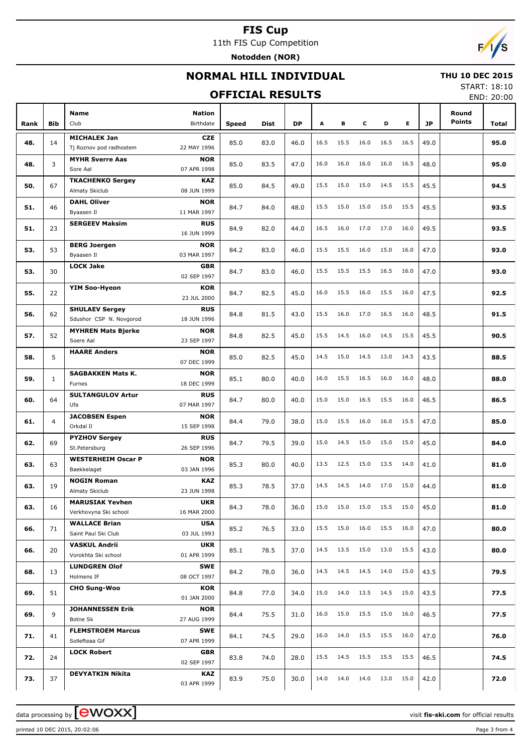# FIS Cup

11th FIS Cup Competition

**Notodden (NOR)**

## NORMAL HILL INDIVIDUAL

**THU 10 DEC 2015**

START: 18:10

END: 20:00

## OFFICIAL RESULTS

| Rank | Bib | Name / Club | Nation / Birthdate | Speed | Dist | DP | A | B | C | D | E | JP | Round Points | Total |
|---|---|---|---|---|---|---|---|---|---|---|---|---|---|---|
| 48. | 14 | **MICHALEK Jan** Tj Roznov pod radhostem | **CZE** 22 MAY 1996 | 85.0 | 83.0 | 46.0 | 16.5 | 15.5 | 16.0 | 16.5 | 16.5 | 49.0 | | **95.0** |
| 48. | 3 | **MYHR Sverre Aas** Sore Aal | **NOR** 07 APR 1998 | 85.0 | 83.5 | 47.0 | 16.0 | 16.0 | 16.0 | 16.0 | 16.5 | 48.0 | | **95.0** |
| 50. | 67 | **TKACHENKO Sergey** Almaty Skiclub | **KAZ** 08 JUN 1999 | 85.0 | 84.5 | 49.0 | 15.5 | 15.0 | 15.0 | 14.5 | 15.5 | 45.5 | | **94.5** |
| 51. | 46 | **DAHL Oliver** Byaasen Il | **NOR** 11 MAR 1997 | 84.7 | 84.0 | 48.0 | 15.5 | 15.0 | 15.0 | 15.0 | 15.5 | 45.5 | | **93.5** |
| 51. | 23 | **SERGEEV Maksim** | **RUS** 16 JUN 1999 | 84.9 | 82.0 | 44.0 | 16.5 | 16.0 | 17.0 | 17.0 | 16.0 | 49.5 | | **93.5** |
| 53. | 53 | **BERG Joergen** Byaasen Il | **NOR** 03 MAR 1997 | 84.2 | 83.0 | 46.0 | 15.5 | 15.5 | 16.0 | 15.0 | 16.0 | 47.0 | | **93.0** |
| 53. | 30 | **LOCK Jake** | **GBR** 02 SEP 1997 | 84.7 | 83.0 | 46.0 | 15.5 | 15.5 | 15.5 | 16.5 | 16.0 | 47.0 | | **93.0** |
| 55. | 22 | **YIM Soo-Hyeon** | **KOR** 23 JUL 2000 | 84.7 | 82.5 | 45.0 | 16.0 | 15.5 | 16.0 | 15.5 | 16.0 | 47.5 | | **92.5** |
| 56. | 62 | **SHULAEV Sergey** Sdushor CSP N. Novgorod | **RUS** 18 JUN 1996 | 84.8 | 81.5 | 43.0 | 15.5 | 16.0 | 17.0 | 16.5 | 16.0 | 48.5 | | **91.5** |
| 57. | 52 | **MYHREN Mats Bjerke** Soere Aal | **NOR** 23 SEP 1997 | 84.8 | 82.5 | 45.0 | 15.5 | 14.5 | 16.0 | 14.5 | 15.5 | 45.5 | | **90.5** |
| 58. | 5 | **HAARE Anders** | **NOR** 07 DEC 1999 | 85.0 | 82.5 | 45.0 | 14.5 | 15.0 | 14.5 | 13.0 | 14.5 | 43.5 | | **88.5** |
| 59. | 1 | **SAGBAKKEN Mats K.** Furnes | **NOR** 18 DEC 1999 | 85.1 | 80.0 | 40.0 | 16.0 | 15.5 | 16.5 | 16.0 | 16.0 | 48.0 | | **88.0** |
| 60. | 64 | **SULTANGULOV Artur** Ufa | **RUS** 07 MAR 1997 | 84.7 | 80.0 | 40.0 | 15.0 | 15.0 | 16.5 | 15.5 | 16.0 | 46.5 | | **86.5** |
| 61. | 4 | **JACOBSEN Espen** Orkdal Il | **NOR** 15 SEP 1998 | 84.4 | 79.0 | 38.0 | 15.0 | 15.5 | 16.0 | 16.0 | 15.5 | 47.0 | | **85.0** |
| 62. | 69 | **PYZHOV Sergey** St.Petersburg | **RUS** 26 SEP 1996 | 84.7 | 79.5 | 39.0 | 15.0 | 14.5 | 15.0 | 15.0 | 15.0 | 45.0 | | **84.0** |
| 63. | 63 | **WESTERHEIM Oscar P** Baekkelaget | **NOR** 03 JAN 1996 | 85.3 | 80.0 | 40.0 | 13.5 | 12.5 | 15.0 | 13.5 | 14.0 | 41.0 | | **81.0** |
| 63. | 19 | **NOGIN Roman** Almaty Skiclub | **KAZ** 23 JUN 1998 | 85.3 | 78.5 | 37.0 | 14.5 | 14.5 | 14.0 | 17.0 | 15.0 | 44.0 | | **81.0** |
| 63. | 16 | **MARUSIAK Yevhen** Verkhovyna Ski school | **UKR** 16 MAR 2000 | 84.3 | 78.0 | 36.0 | 15.0 | 15.0 | 15.0 | 15.5 | 15.0 | 45.0 | | **81.0** |
| 66. | 71 | **WALLACE Brian** Saint Paul Ski Club | **USA** 03 JUL 1993 | 85.2 | 76.5 | 33.0 | 15.5 | 15.0 | 16.0 | 15.5 | 16.0 | 47.0 | | **80.0** |
| 66. | 20 | **VASKUL Andrii** Vorokhta Ski school | **UKR** 01 APR 1999 | 85.1 | 78.5 | 37.0 | 14.5 | 13.5 | 15.0 | 13.0 | 15.5 | 43.0 | | **80.0** |
| 68. | 13 | **LUNDGREN Olof** Holmens IF | **SWE** 08 OCT 1997 | 84.2 | 78.0 | 36.0 | 14.5 | 14.5 | 14.5 | 14.0 | 15.0 | 43.5 | | **79.5** |
| 69. | 51 | **CHO Sung-Woo** | **KOR** 01 JAN 2000 | 84.8 | 77.0 | 34.0 | 15.0 | 14.0 | 13.5 | 14.5 | 15.0 | 43.5 | | **77.5** |
| 69. | 9 | **JOHANNESSEN Erik** Botne Sk | **NOR** 27 AUG 1999 | 84.4 | 75.5 | 31.0 | 16.0 | 15.0 | 15.5 | 15.0 | 16.0 | 46.5 | | **77.5** |
| 71. | 41 | **FLEMSTROEM Marcus** Sollefteaa Gif | **SWE** 07 APR 1999 | 84.1 | 74.5 | 29.0 | 16.0 | 14.0 | 15.5 | 15.5 | 16.0 | 47.0 | | **76.0** |
| 72. | 24 | **LOCK Robert** | **GBR** 02 SEP 1997 | 83.8 | 74.0 | 28.0 | 15.5 | 14.5 | 15.5 | 15.5 | 15.5 | 46.5 | | **74.5** |
| 73. | 37 | **DEVYATKIN Nikita** | **KAZ** 03 APR 1999 | 83.9 | 75.0 | 30.0 | 14.0 | 14.0 | 14.0 | 13.0 | 15.0 | 42.0 | | **72.0** |

data processing by EWOXX — visit **fis-ski.com** for official results

printed 10 DEC 2015, 20:02:06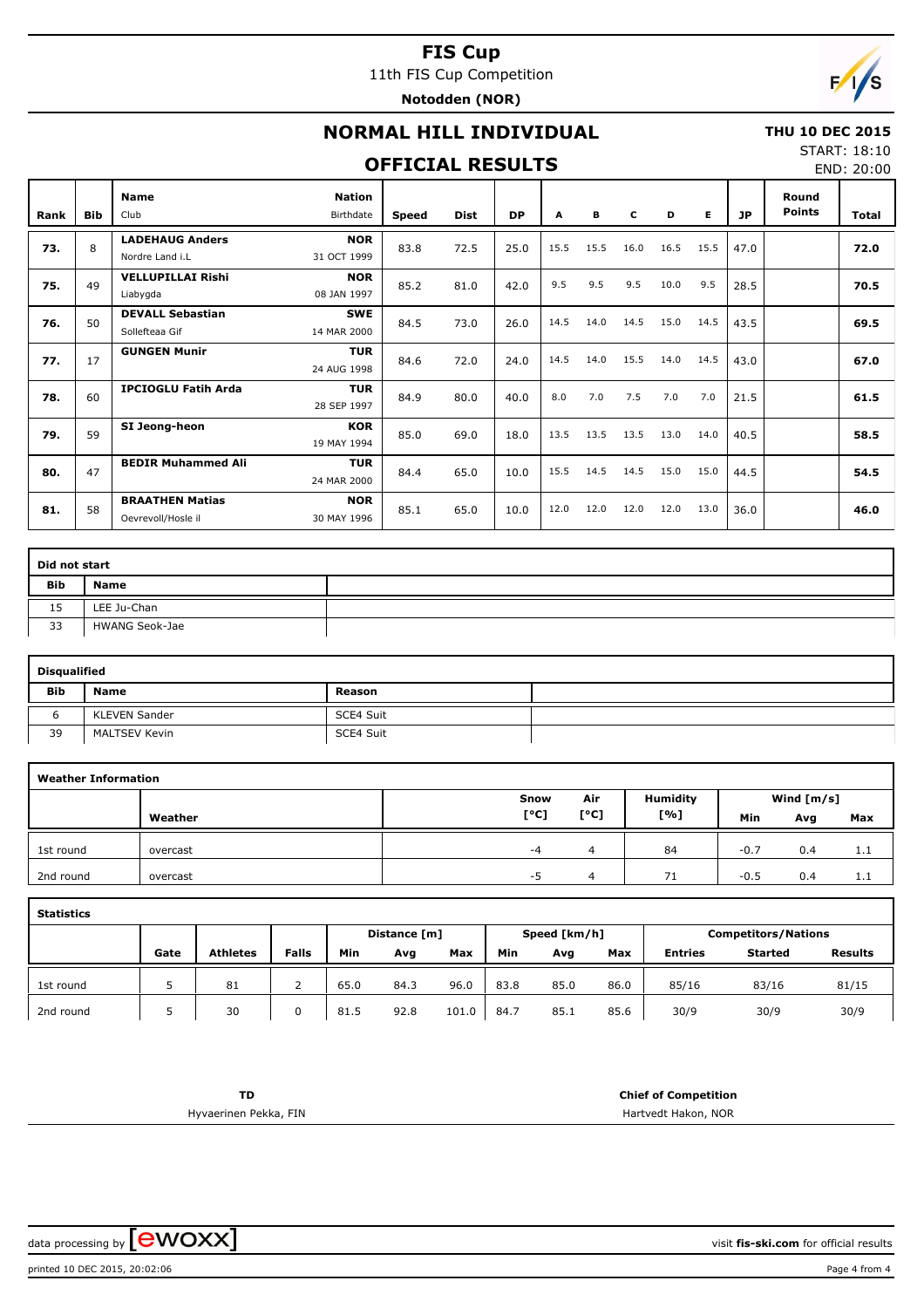# FIS Cup

11th FIS Cup Competition

**Notodden (NOR)**

## NORMAL HILL INDIVIDUAL

## OFFICIAL RESULTS

**THU 10 DEC 2015**

START: 18:10

END: 20:00

| Rank | Bib | Name / Club | Nation / Birthdate | Speed | Dist | DP | A | B | C | D | E | JP | Round Points | Total |
|---|---|---|---|---|---|---|---|---|---|---|---|---|---|---|
| 73. | 8 | **LADEHAUG Anders** Nordre Land i.L | **NOR** 31 OCT 1999 | 83.8 | 72.5 | 25.0 | 15.5 | 15.5 | 16.0 | 16.5 | 15.5 | 47.0 | | **72.0** |
| 75. | 49 | **VELLUPILLAI Rishi** Liabygda | **NOR** 08 JAN 1997 | 85.2 | 81.0 | 42.0 | 9.5 | 9.5 | 9.5 | 10.0 | 9.5 | 28.5 | | **70.5** |
| 76. | 50 | **DEVALL Sebastian** Sollefteaa Gif | **SWE** 14 MAR 2000 | 84.5 | 73.0 | 26.0 | 14.5 | 14.0 | 14.5 | 15.0 | 14.5 | 43.5 | | **69.5** |
| 77. | 17 | **GUNGEN Munir** | **TUR** 24 AUG 1998 | 84.6 | 72.0 | 24.0 | 14.5 | 14.0 | 15.5 | 14.0 | 14.5 | 43.0 | | **67.0** |
| 78. | 60 | **IPCIOGLU Fatih Arda** | **TUR** 28 SEP 1997 | 84.9 | 80.0 | 40.0 | 8.0 | 7.0 | 7.5 | 7.0 | 7.0 | 21.5 | | **61.5** |
| 79. | 59 | **SI Jeong-heon** | **KOR** 19 MAY 1994 | 85.0 | 69.0 | 18.0 | 13.5 | 13.5 | 13.5 | 13.0 | 14.0 | 40.5 | | **58.5** |
| 80. | 47 | **BEDIR Muhammed Ali** | **TUR** 24 MAR 2000 | 84.4 | 65.0 | 10.0 | 15.5 | 14.5 | 14.5 | 15.0 | 15.0 | 44.5 | | **54.5** |
| 81. | 58 | **BRAATHEN Matias** Oevrevoll/Hosle il | **NOR** 30 MAY 1996 | 85.1 | 65.0 | 10.0 | 12.0 | 12.0 | 12.0 | 12.0 | 13.0 | 36.0 | | **46.0** |

**Did not start**

| Bib | Name |
|---|---|
| 15 | LEE Ju-Chan |
| 33 | HWANG Seok-Jae |

**Disqualified**

| Bib | Name | Reason |
|---|---|---|
| 6 | KLEVEN Sander | SCE4 Suit |
| 39 | MALTSEV Kevin | SCE4 Suit |

**Weather Information**

| | Weather | Snow [°C] | Air [°C] | Humidity [%] | Wind [m/s] Min | Avg | Max |
|---|---|---|---|---|---|---|---|
| 1st round | overcast | -4 | 4 | 84 | -0.7 | 0.4 | 1.1 |
| 2nd round | overcast | -5 | 4 | 71 | -0.5 | 0.4 | 1.1 |

**Statistics**

| | Gate | Athletes | Falls | Distance [m] Min | Avg | Max | Speed [km/h] Min | Avg | Max | Competitors/Nations Entries | Started | Results |
|---|---|---|---|---|---|---|---|---|---|---|---|---|
| 1st round | 5 | 81 | 2 | 65.0 | 84.3 | 96.0 | 83.8 | 85.0 | 86.0 | 85/16 | 83/16 | 81/15 |
| 2nd round | 5 | 30 | 0 | 81.5 | 92.8 | 101.0 | 84.7 | 85.1 | 85.6 | 30/9 | 30/9 | 30/9 |

**TD**
Hyvaerinen Pekka, FIN

**Chief of Competition**
Hartvedt Hakon, NOR

data processing by ewoxx

visit **fis-ski.com** for official results

printed 10 DEC 2015, 20:02:06